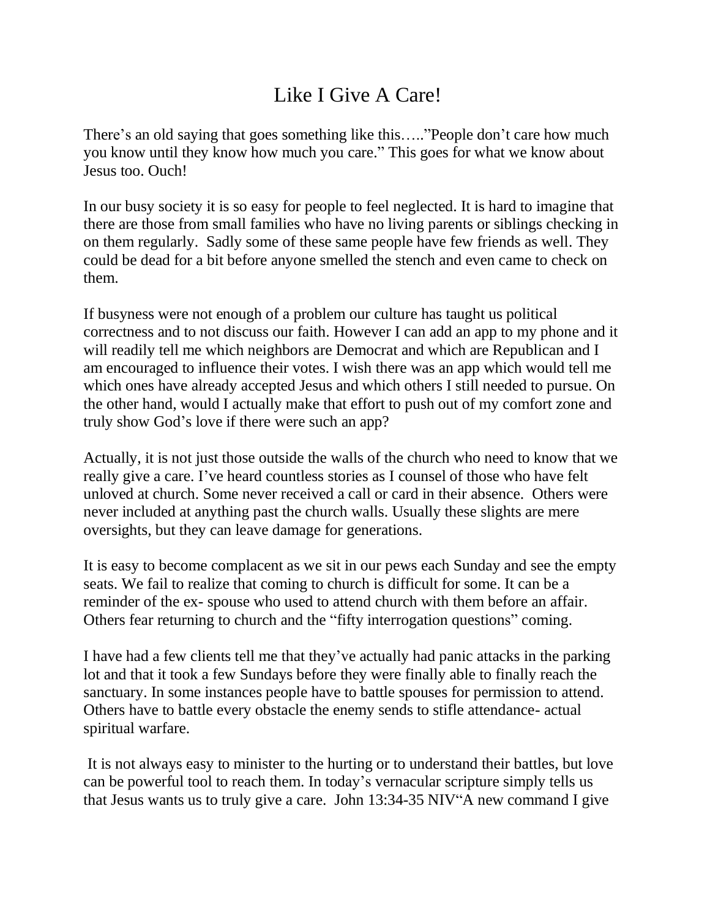# Like I Give A Care!

There's an old saying that goes something like this….."People don't care how much you know until they know how much you care." This goes for what we know about Jesus too. Ouch!

In our busy society it is so easy for people to feel neglected. It is hard to imagine that there are those from small families who have no living parents or siblings checking in on them regularly.  Sadly some of these same people have few friends as well. They could be dead for a bit before anyone smelled the stench and even came to check on them.

If busyness were not enough of a problem our culture has taught us political correctness and to not discuss our faith. However I can add an app to my phone and it will readily tell me which neighbors are Democrat and which are Republican and I am encouraged to influence their votes. I wish there was an app which would tell me which ones have already accepted Jesus and which others I still needed to pursue. On the other hand, would I actually make that effort to push out of my comfort zone and truly show God's love if there were such an app?

Actually, it is not just those outside the walls of the church who need to know that we really give a care. I've heard countless stories as I counsel of those who have felt unloved at church. Some never received a call or card in their absence.  Others were never included at anything past the church walls. Usually these slights are mere oversights, but they can leave damage for generations.

It is easy to become complacent as we sit in our pews each Sunday and see the empty seats. We fail to realize that coming to church is difficult for some. It can be a reminder of the ex- spouse who used to attend church with them before an affair. Others fear returning to church and the "fifty interrogation questions" coming.

I have had a few clients tell me that they've actually had panic attacks in the parking lot and that it took a few Sundays before they were finally able to finally reach the sanctuary. In some instances people have to battle spouses for permission to attend. Others have to battle every obstacle the enemy sends to stifle attendance- actual spiritual warfare.

It is not always easy to minister to the hurting or to understand their battles, but love can be powerful tool to reach them. In today's vernacular scripture simply tells us that Jesus wants us to truly give a care.  John 13:34-35 NIV"A new command I give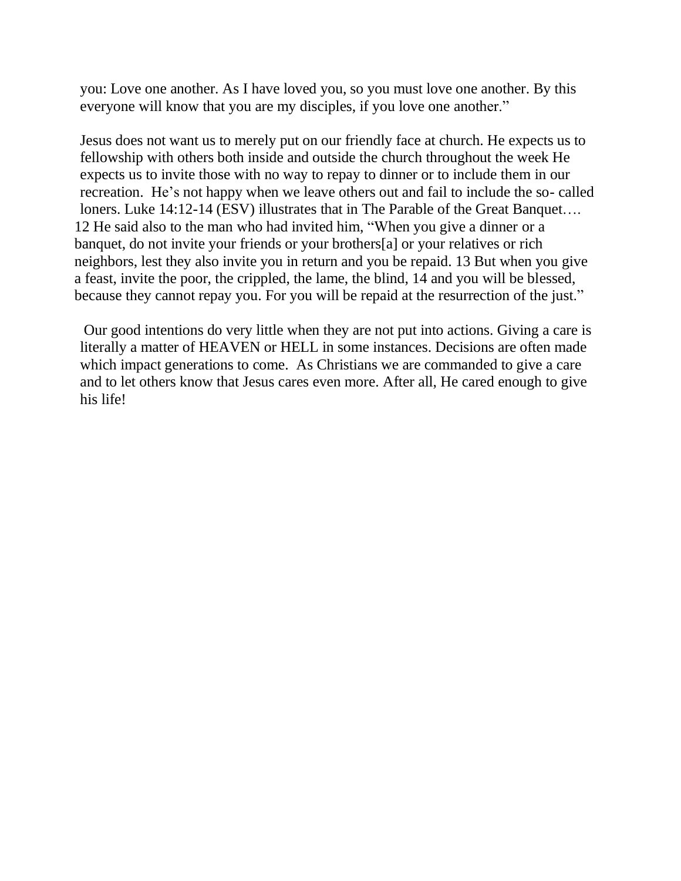you: Love one another. As I have loved you, so you must love one another. By this everyone will know that you are my disciples, if you love one another."

Jesus does not want us to merely put on our friendly face at church. He expects us to fellowship with others both inside and outside the church throughout the week He expects us to invite those with no way to repay to dinner or to include them in our recreation. He's not happy when we leave others out and fail to include the so- called loners. Luke 14:12-14 (ESV) illustrates that in The Parable of the Great Banquet….
12 He said also to the man who had invited him, "When you give a dinner or a banquet, do not invite your friends or your brothers[a] or your relatives or rich neighbors, lest they also invite you in return and you be repaid. 13 But when you give a feast, invite the poor, the crippled, the lame, the blind, 14 and you will be blessed, because they cannot repay you. For you will be repaid at the resurrection of the just."

Our good intentions do very little when they are not put into actions. Giving a care is literally a matter of HEAVEN or HELL in some instances. Decisions are often made which impact generations to come. As Christians we are commanded to give a care and to let others know that Jesus cares even more. After all, He cared enough to give his life!